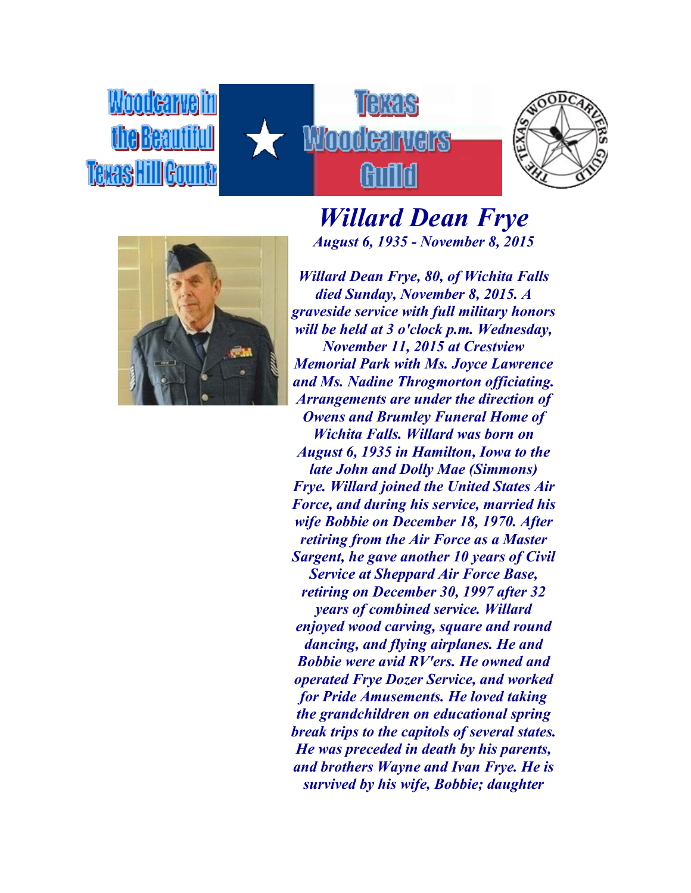Woodcarve in the Beautiful Texas Hill Countr

Texas Woodcarvers Guild

# Willard Dean Frye

***August 6, 1935 - November 8, 2015***

***Willard Dean Frye, 80, of Wichita Falls died Sunday, November 8, 2015. A graveside service with full military honors will be held at 3 o'clock p.m. Wednesday, November 11, 2015 at Crestview Memorial Park with Ms. Joyce Lawrence and Ms. Nadine Throgmorton officiating. Arrangements are under the direction of Owens and Brumley Funeral Home of Wichita Falls. Willard was born on August 6, 1935 in Hamilton, Iowa to the late John and Dolly Mae (Simmons) Frye. Willard joined the United States Air Force, and during his service, married his wife Bobbie on December 18, 1970. After retiring from the Air Force as a Master Sargent, he gave another 10 years of Civil Service at Sheppard Air Force Base, retiring on December 30, 1997 after 32 years of combined service. Willard enjoyed wood carving, square and round dancing, and flying airplanes. He and Bobbie were avid RV'ers. He owned and operated Frye Dozer Service, and worked for Pride Amusements. He loved taking the grandchildren on educational spring break trips to the capitols of several states. He was preceded in death by his parents, and brothers Wayne and Ivan Frye. He is survived by his wife, Bobbie; daughter***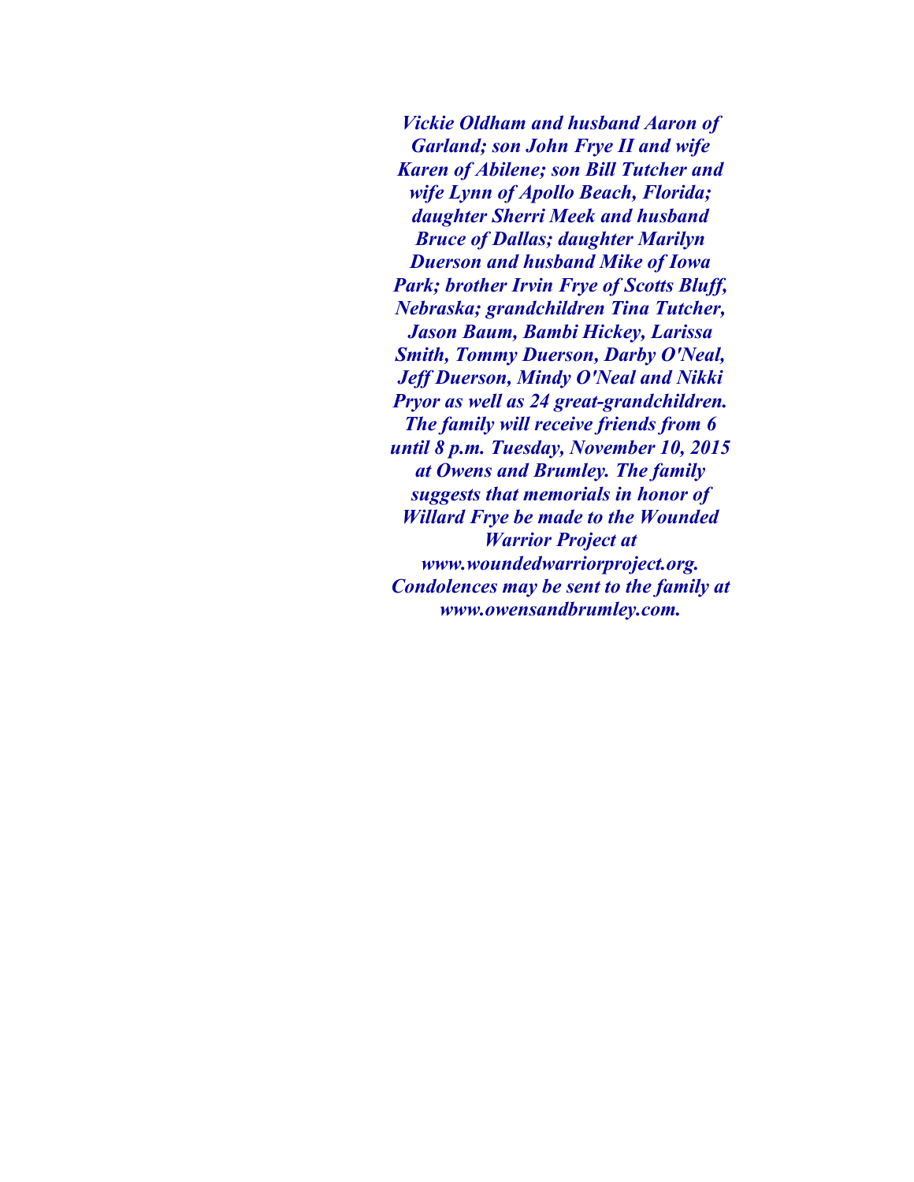*Vickie Oldham and husband Aaron of Garland; son John Frye II and wife Karen of Abilene; son Bill Tutcher and wife Lynn of Apollo Beach, Florida; daughter Sherri Meek and husband Bruce of Dallas; daughter Marilyn Duerson and husband Mike of Iowa Park; brother Irvin Frye of Scotts Bluff, Nebraska; grandchildren Tina Tutcher, Jason Baum, Bambi Hickey, Larissa Smith, Tommy Duerson, Darby O'Neal, Jeff Duerson, Mindy O'Neal and Nikki Pryor as well as 24 great-grandchildren. The family will receive friends from 6 until 8 p.m. Tuesday, November 10, 2015 at Owens and Brumley. The family suggests that memorials in honor of Willard Frye be made to the Wounded Warrior Project at www.woundedwarriorproject.org. Condolences may be sent to the family at www.owensandbrumley.com.*